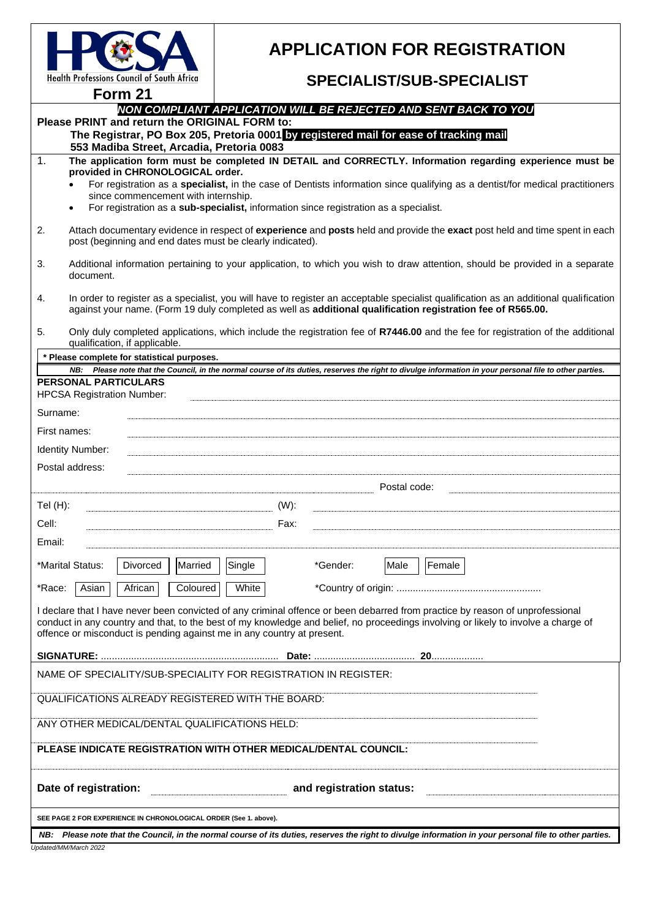HPCSA
Health Professions Council of South Africa

**Form 21**

# APPLICATION FOR REGISTRATION

## SPECIALIST/SUB-SPECIALIST

***NON COMPLIANT APPLICATION WILL BE REJECTED AND SENT BACK TO YOU***

**Please PRINT and return the ORIGINAL FORM to:**

**The Registrar, PO Box 205, Pretoria 0001 by registered mail for ease of tracking mail**
**553 Madiba Street, Arcadia, Pretoria 0083**

1. **The application form must be completed IN DETAIL and CORRECTLY. Information regarding experience must be provided in CHRONOLOGICAL order.**
   - For registration as a **specialist,** in the case of Dentists information since qualifying as a dentist/for medical practitioners since commencement with internship.
   - For registration as a **sub-specialist,** information since registration as a specialist.

2. Attach documentary evidence in respect of **experience** and **posts** held and provide the **exact** post held and time spent in each post (beginning and end dates must be clearly indicated).

3. Additional information pertaining to your application, to which you wish to draw attention, should be provided in a separate document.

4. In order to register as a specialist, you will have to register an acceptable specialist qualification as an additional qualification against your name. (Form 19 duly completed as well as **additional qualification registration fee of R565.00.**

5. Only duly completed applications, which include the registration fee of **R7446.00** and the fee for registration of the additional qualification, if applicable.

**\* Please complete for statistical purposes.**

***NB: Please note that the Council, in the normal course of its duties, reserves the right to divulge information in your personal file to other parties.***

**PERSONAL PARTICULARS**

HPCSA Registration Number: ............................................

Surname: ............................................

First names: ............................................

Identity Number: ............................................

Postal address: ............................................

............................................ Postal code: ....................

Tel (H): .................... (W): ....................

Cell: .................... Fax: ....................

Email: ............................................

*Marital Status: Divorced | Married | Single    *Gender: Male | Female

*Race: Asian | African | Coloured | White    *Country of origin: ....................................................

I declare that I have never been convicted of any criminal offence or been debarred from practice by reason of unprofessional conduct in any country and that, to the best of my knowledge and belief, no proceedings involving or likely to involve a charge of offence or misconduct is pending against me in any country at present.

**SIGNATURE:** ................................................................ **Date:** .................................... **20**...................

NAME OF SPECIALITY/SUB-SPECIALITY FOR REGISTRATION IN REGISTER:

QUALIFICATIONS ALREADY REGISTERED WITH THE BOARD:

ANY OTHER MEDICAL/DENTAL QUALIFICATIONS HELD:

**PLEASE INDICATE REGISTRATION WITH OTHER MEDICAL/DENTAL COUNCIL:**

**Date of registration:** .................... **and registration status:** ....................

**SEE PAGE 2 FOR EXPERIENCE IN CHRONOLOGICAL ORDER (See 1. above).**

***NB: Please note that the Council, in the normal course of its duties, reserves the right to divulge information in your personal file to other parties.***

*Updated/MM/March 2022*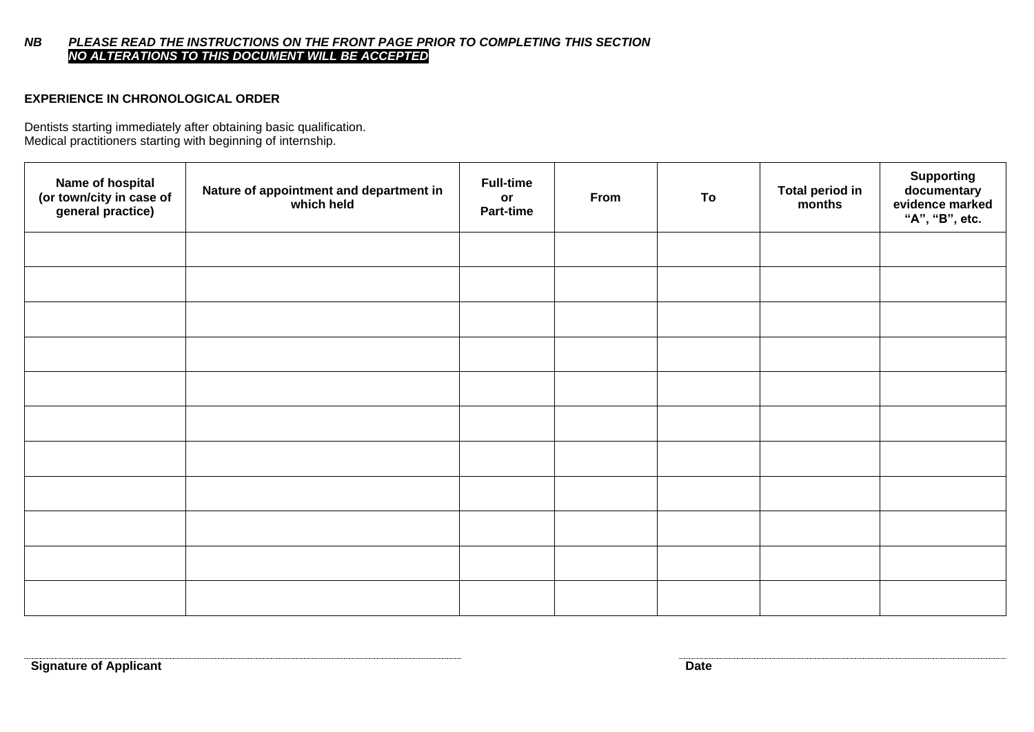***NB PLEASE READ THE INSTRUCTIONS ON THE FRONT PAGE PRIOR TO COMPLETING THIS SECTION***
***NO ALTERATIONS TO THIS DOCUMENT WILL BE ACCEPTED***

**EXPERIENCE IN CHRONOLOGICAL ORDER**

Dentists starting immediately after obtaining basic qualification.
Medical practitioners starting with beginning of internship.

| Name of hospital (or town/city in case of general practice) | Nature of appointment and department in which held | Full-time or Part-time | From | To | Total period in months | Supporting documentary evidence marked "A", "B", etc. |
|---|---|---|---|---|---|---|
| | | | | | | |
| | | | | | | |
| | | | | | | |
| | | | | | | |
| | | | | | | |
| | | | | | | |
| | | | | | | |
| | | | | | | |
| | | | | | | |
| | | | | | | |
| | | | | | | |

**Signature of Applicant** **Date**